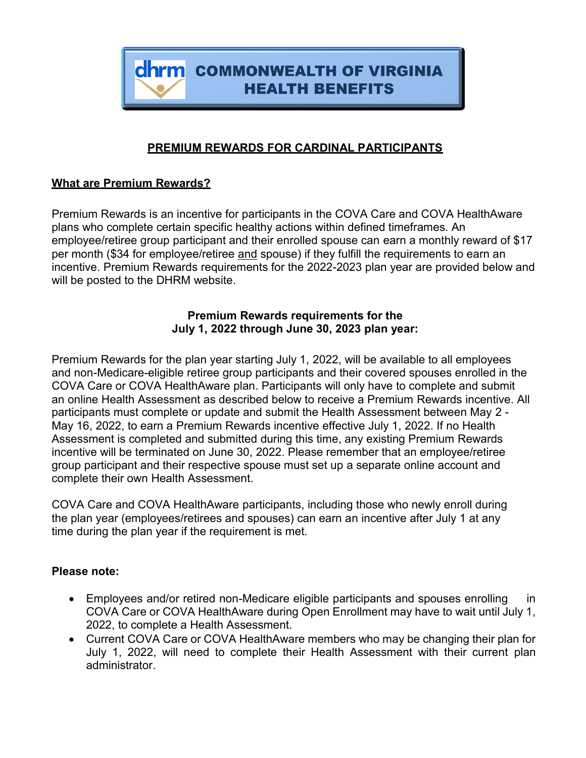# COMMONWEALTH OF VIRGINIA HEALTH BENEFITS

## PREMIUM REWARDS FOR CARDINAL PARTICIPANTS

### What are Premium Rewards?

Premium Rewards is an incentive for participants in the COVA Care and COVA HealthAware plans who complete certain specific healthy actions within defined timeframes. An employee/retiree group participant and their enrolled spouse can earn a monthly reward of $17 per month ($34 for employee/retiree and spouse) if they fulfill the requirements to earn an incentive. Premium Rewards requirements for the 2022-2023 plan year are provided below and will be posted to the DHRM website.

**Premium Rewards requirements for the July 1, 2022 through June 30, 2023 plan year:**

Premium Rewards for the plan year starting July 1, 2022, will be available to all employees and non-Medicare-eligible retiree group participants and their covered spouses enrolled in the COVA Care or COVA HealthAware plan. Participants will only have to complete and submit an online Health Assessment as described below to receive a Premium Rewards incentive. All participants must complete or update and submit the Health Assessment between May 2 - May 16, 2022, to earn a Premium Rewards incentive effective July 1, 2022. If no Health Assessment is completed and submitted during this time, any existing Premium Rewards incentive will be terminated on June 30, 2022. Please remember that an employee/retiree group participant and their respective spouse must set up a separate online account and complete their own Health Assessment.

COVA Care and COVA HealthAware participants, including those who newly enroll during the plan year (employees/retirees and spouses) can earn an incentive after July 1 at any time during the plan year if the requirement is met.

**Please note:**

- Employees and/or retired non-Medicare eligible participants and spouses enrolling in COVA Care or COVA HealthAware during Open Enrollment may have to wait until July 1, 2022, to complete a Health Assessment.
- Current COVA Care or COVA HealthAware members who may be changing their plan for July 1, 2022, will need to complete their Health Assessment with their current plan administrator.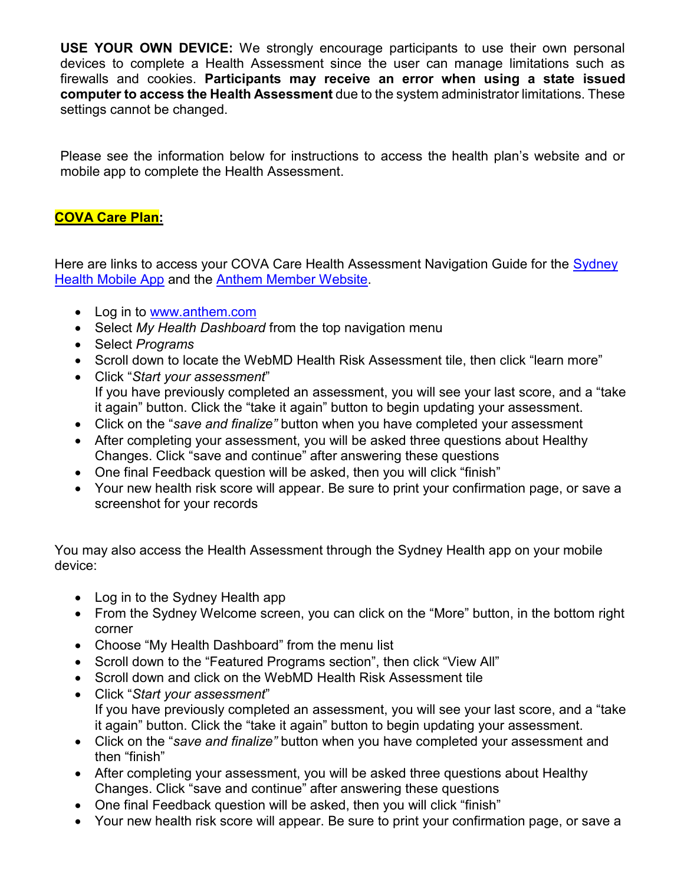**USE YOUR OWN DEVICE:** We strongly encourage participants to use their own personal devices to complete a Health Assessment since the user can manage limitations such as firewalls and cookies. **Participants may receive an error when using a state issued computer to access the Health Assessment** due to the system administrator limitations. These settings cannot be changed.

Please see the information below for instructions to access the health plan's website and or mobile app to complete the Health Assessment.

**COVA Care Plan:**

Here are links to access your COVA Care Health Assessment Navigation Guide for the Sydney Health Mobile App and the Anthem Member Website.

- Log in to www.anthem.com
- Select *My Health Dashboard* from the top navigation menu
- Select *Programs*
- Scroll down to locate the WebMD Health Risk Assessment tile, then click "learn more"
- Click "*Start your assessment*"
  If you have previously completed an assessment, you will see your last score, and a "take it again" button. Click the "take it again" button to begin updating your assessment.
- Click on the "*save and finalize"* button when you have completed your assessment
- After completing your assessment, you will be asked three questions about Healthy Changes. Click "save and continue" after answering these questions
- One final Feedback question will be asked, then you will click "finish"
- Your new health risk score will appear. Be sure to print your confirmation page, or save a screenshot for your records

You may also access the Health Assessment through the Sydney Health app on your mobile device:

- Log in to the Sydney Health app
- From the Sydney Welcome screen, you can click on the "More" button, in the bottom right corner
- Choose "My Health Dashboard" from the menu list
- Scroll down to the "Featured Programs section", then click "View All"
- Scroll down and click on the WebMD Health Risk Assessment tile
- Click "*Start your assessment*"
  If you have previously completed an assessment, you will see your last score, and a "take it again" button. Click the "take it again" button to begin updating your assessment.
- Click on the "*save and finalize"* button when you have completed your assessment and then "finish"
- After completing your assessment, you will be asked three questions about Healthy Changes. Click "save and continue" after answering these questions
- One final Feedback question will be asked, then you will click "finish"
- Your new health risk score will appear. Be sure to print your confirmation page, or save a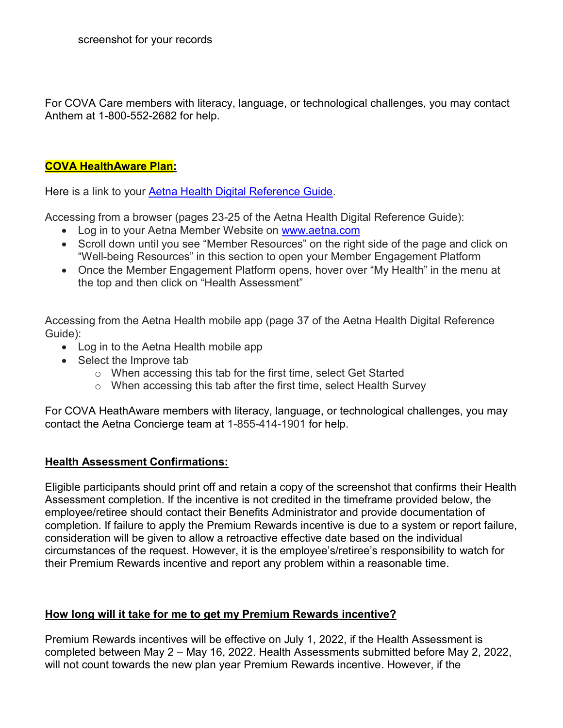screenshot for your records

For COVA Care members with literacy, language, or technological challenges, you may contact Anthem at 1-800-552-2682 for help.

**COVA HealthAware Plan:**

Here is a link to your [Aetna Health Digital Reference Guide](Aetna Health Digital Reference Guide).

Accessing from a browser (pages 23-25 of the Aetna Health Digital Reference Guide):

- Log in to your Aetna Member Website on [www.aetna.com](www.aetna.com)
- Scroll down until you see "Member Resources" on the right side of the page and click on "Well-being Resources" in this section to open your Member Engagement Platform
- Once the Member Engagement Platform opens, hover over "My Health" in the menu at the top and then click on "Health Assessment"

Accessing from the Aetna Health mobile app (page 37 of the Aetna Health Digital Reference Guide):

- Log in to the Aetna Health mobile app
- Select the Improve tab
  - When accessing this tab for the first time, select Get Started
  - When accessing this tab after the first time, select Health Survey

For COVA HeathAware members with literacy, language, or technological challenges, you may contact the Aetna Concierge team at 1-855-414-1901 for help.

**Health Assessment Confirmations:**

Eligible participants should print off and retain a copy of the screenshot that confirms their Health Assessment completion. If the incentive is not credited in the timeframe provided below, the employee/retiree should contact their Benefits Administrator and provide documentation of completion. If failure to apply the Premium Rewards incentive is due to a system or report failure, consideration will be given to allow a retroactive effective date based on the individual circumstances of the request. However, it is the employee's/retiree's responsibility to watch for their Premium Rewards incentive and report any problem within a reasonable time.

**How long will it take for me to get my Premium Rewards incentive?**

Premium Rewards incentives will be effective on July 1, 2022, if the Health Assessment is completed between May 2 – May 16, 2022. Health Assessments submitted before May 2, 2022, will not count towards the new plan year Premium Rewards incentive. However, if the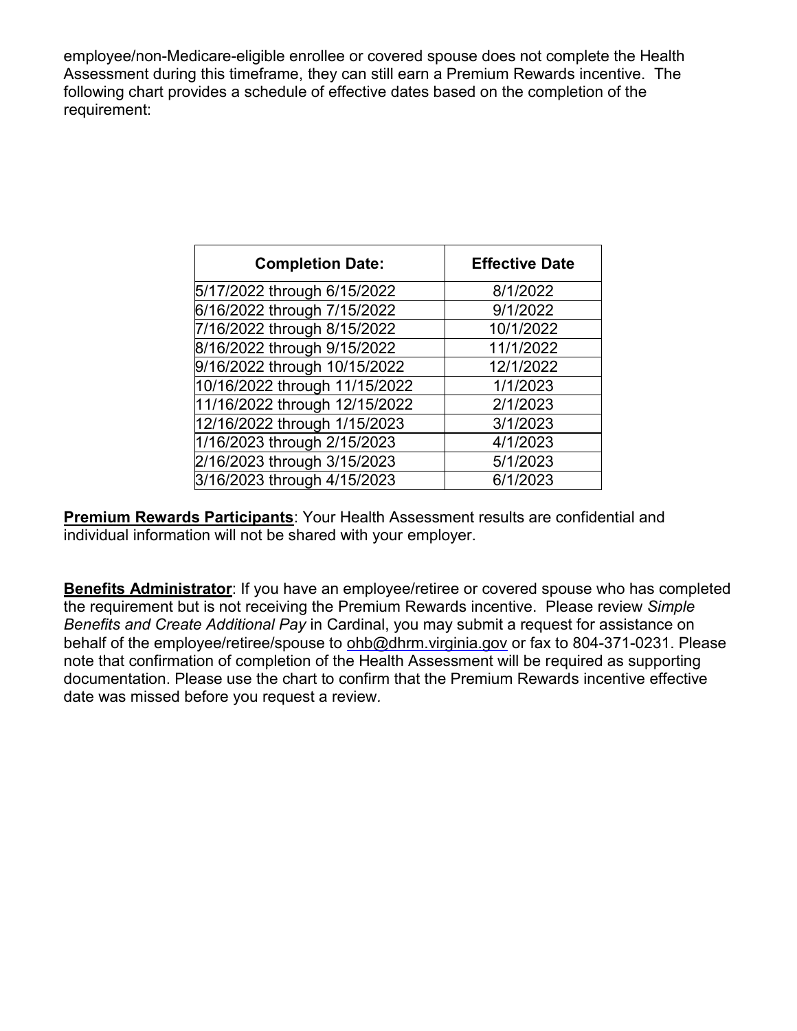employee/non-Medicare-eligible enrollee or covered spouse does not complete the Health Assessment during this timeframe, they can still earn a Premium Rewards incentive. The following chart provides a schedule of effective dates based on the completion of the requirement:

| Completion Date: | Effective Date |
|---|---|
| 5/17/2022 through 6/15/2022 | 8/1/2022 |
| 6/16/2022 through 7/15/2022 | 9/1/2022 |
| 7/16/2022 through 8/15/2022 | 10/1/2022 |
| 8/16/2022 through 9/15/2022 | 11/1/2022 |
| 9/16/2022 through 10/15/2022 | 12/1/2022 |
| 10/16/2022 through 11/15/2022 | 1/1/2023 |
| 11/16/2022 through 12/15/2022 | 2/1/2023 |
| 12/16/2022 through 1/15/2023 | 3/1/2023 |
| 1/16/2023 through 2/15/2023 | 4/1/2023 |
| 2/16/2023 through 3/15/2023 | 5/1/2023 |
| 3/16/2023 through 4/15/2023 | 6/1/2023 |

**Premium Rewards Participants**: Your Health Assessment results are confidential and individual information will not be shared with your employer.

**Benefits Administrator**: If you have an employee/retiree or covered spouse who has completed the requirement but is not receiving the Premium Rewards incentive. Please review *Simple Benefits and Create Additional Pay* in Cardinal, you may submit a request for assistance on behalf of the employee/retiree/spouse to ohb@dhrm.virginia.gov or fax to 804-371-0231. Please note that confirmation of completion of the Health Assessment will be required as supporting documentation. Please use the chart to confirm that the Premium Rewards incentive effective date was missed before you request a review.